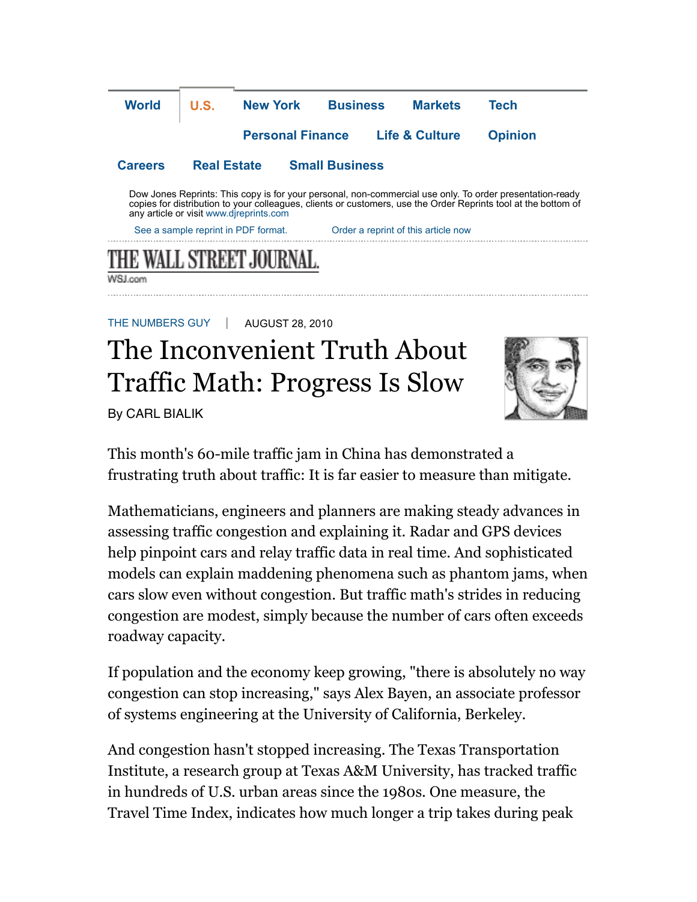World | U.S. | New York | Business | Markets | Tech | Personal Finance | Life & Culture | Opinion | Careers | Real Estate | Small Business

Dow Jones Reprints: This copy is for your personal, non-commercial use only. To order presentation-ready copies for distribution to your colleagues, clients or customers, use the Order Reprints tool at the bottom of any article or visit www.djreprints.com

See a sample reprint in PDF format. Order a reprint of this article now

THE WALL STREET JOURNAL.
WSJ.com

THE NUMBERS GUY | AUGUST 28, 2010

# The Inconvenient Truth About Traffic Math: Progress Is Slow

By CARL BIALIK

This month's 60-mile traffic jam in China has demonstrated a frustrating truth about traffic: It is far easier to measure than mitigate.

Mathematicians, engineers and planners are making steady advances in assessing traffic congestion and explaining it. Radar and GPS devices help pinpoint cars and relay traffic data in real time. And sophisticated models can explain maddening phenomena such as phantom jams, when cars slow even without congestion. But traffic math's strides in reducing congestion are modest, simply because the number of cars often exceeds roadway capacity.

If population and the economy keep growing, "there is absolutely no way congestion can stop increasing," says Alex Bayen, an associate professor of systems engineering at the University of California, Berkeley.

And congestion hasn't stopped increasing. The Texas Transportation Institute, a research group at Texas A&M University, has tracked traffic in hundreds of U.S. urban areas since the 1980s. One measure, the Travel Time Index, indicates how much longer a trip takes during peak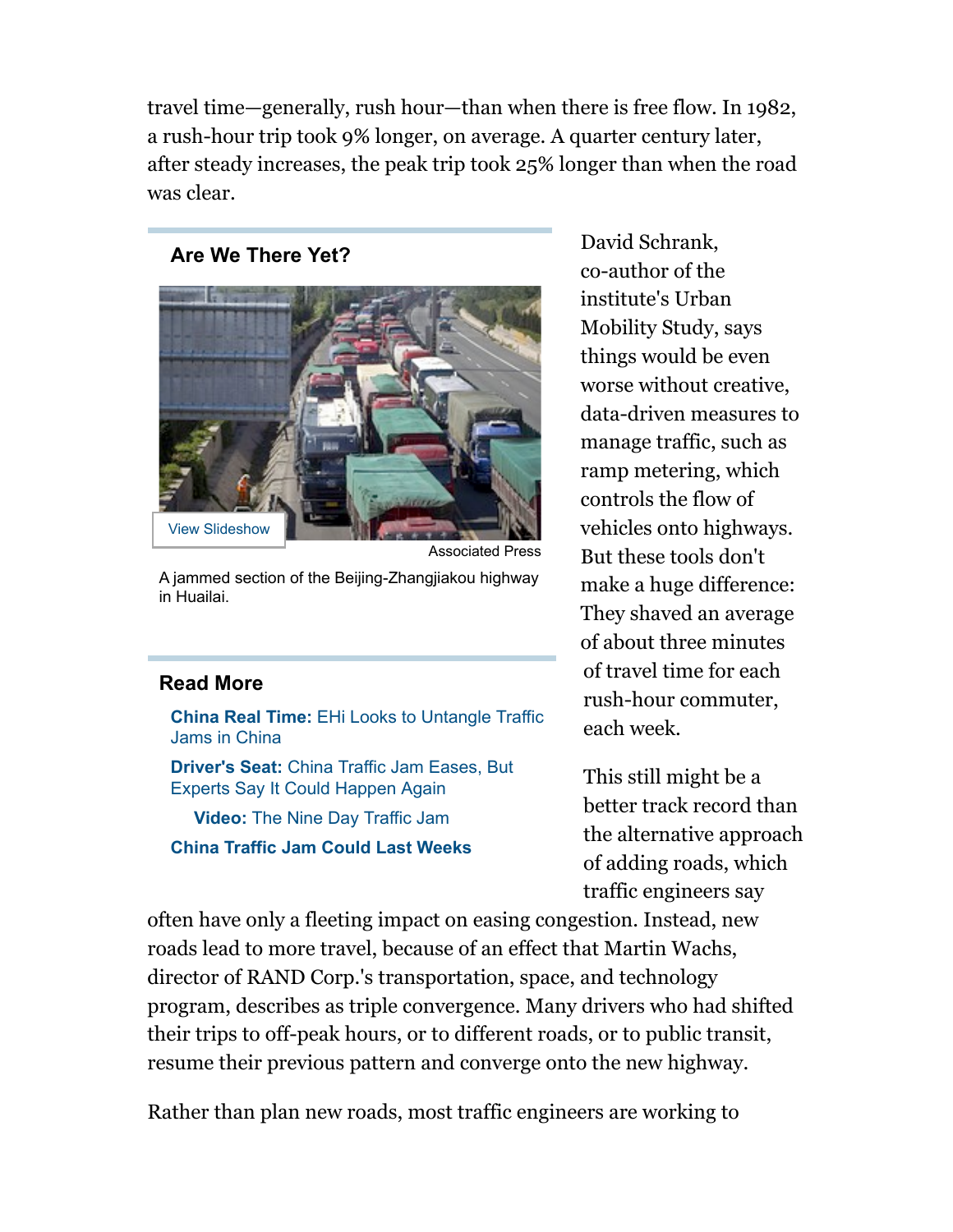travel time—generally, rush hour—than when there is free flow. In 1982, a rush-hour trip took 9% longer, on average. A quarter century later, after steady increases, the peak trip took 25% longer than when the road was clear.

**Are We There Yet?**

View Slideshow

Associated Press

A jammed section of the Beijing-Zhangjiakou highway in Huailai.

**Read More**

- **China Real Time:** EHi Looks to Untangle Traffic Jams in China
- **Driver's Seat:** China Traffic Jam Eases, But Experts Say It Could Happen Again
- **Video:** The Nine Day Traffic Jam
- **China Traffic Jam Could Last Weeks**

David Schrank, co-author of the institute's Urban Mobility Study, says things would be even worse without creative, data-driven measures to manage traffic, such as ramp metering, which controls the flow of vehicles onto highways. But these tools don't make a huge difference: They shaved an average of about three minutes of travel time for each rush-hour commuter, each week.

This still might be a better track record than the alternative approach of adding roads, which traffic engineers say often have only a fleeting impact on easing congestion. Instead, new roads lead to more travel, because of an effect that Martin Wachs, director of RAND Corp.'s transportation, space, and technology program, describes as triple convergence. Many drivers who had shifted their trips to off-peak hours, or to different roads, or to public transit, resume their previous pattern and converge onto the new highway.

Rather than plan new roads, most traffic engineers are working to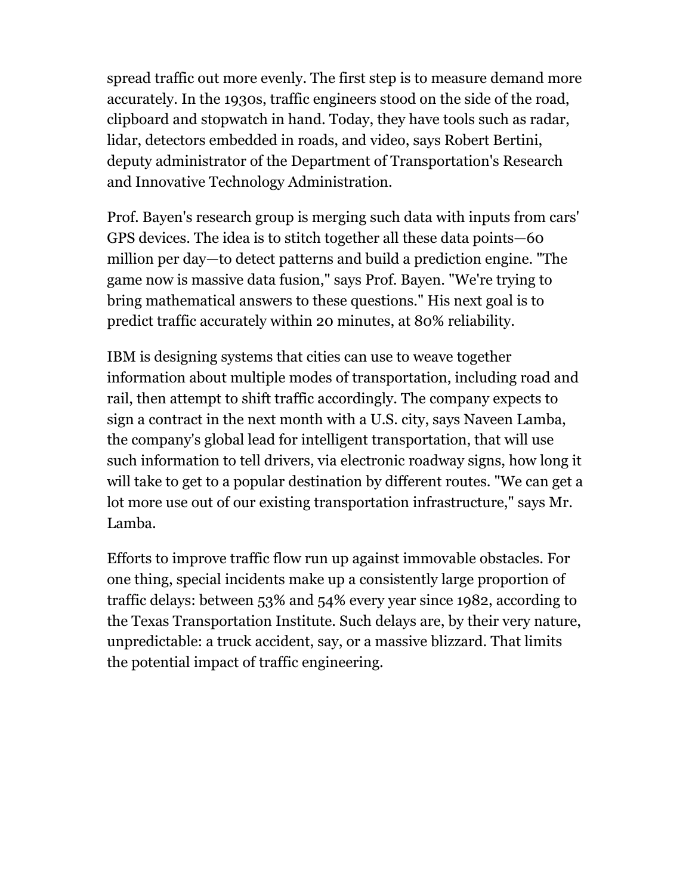spread traffic out more evenly. The first step is to measure demand more accurately. In the 1930s, traffic engineers stood on the side of the road, clipboard and stopwatch in hand. Today, they have tools such as radar, lidar, detectors embedded in roads, and video, says Robert Bertini, deputy administrator of the Department of Transportation's Research and Innovative Technology Administration.

Prof. Bayen's research group is merging such data with inputs from cars' GPS devices. The idea is to stitch together all these data points—60 million per day—to detect patterns and build a prediction engine. "The game now is massive data fusion," says Prof. Bayen. "We're trying to bring mathematical answers to these questions." His next goal is to predict traffic accurately within 20 minutes, at 80% reliability.

IBM is designing systems that cities can use to weave together information about multiple modes of transportation, including road and rail, then attempt to shift traffic accordingly. The company expects to sign a contract in the next month with a U.S. city, says Naveen Lamba, the company's global lead for intelligent transportation, that will use such information to tell drivers, via electronic roadway signs, how long it will take to get to a popular destination by different routes. "We can get a lot more use out of our existing transportation infrastructure," says Mr. Lamba.

Efforts to improve traffic flow run up against immovable obstacles. For one thing, special incidents make up a consistently large proportion of traffic delays: between 53% and 54% every year since 1982, according to the Texas Transportation Institute. Such delays are, by their very nature, unpredictable: a truck accident, say, or a massive blizzard. That limits the potential impact of traffic engineering.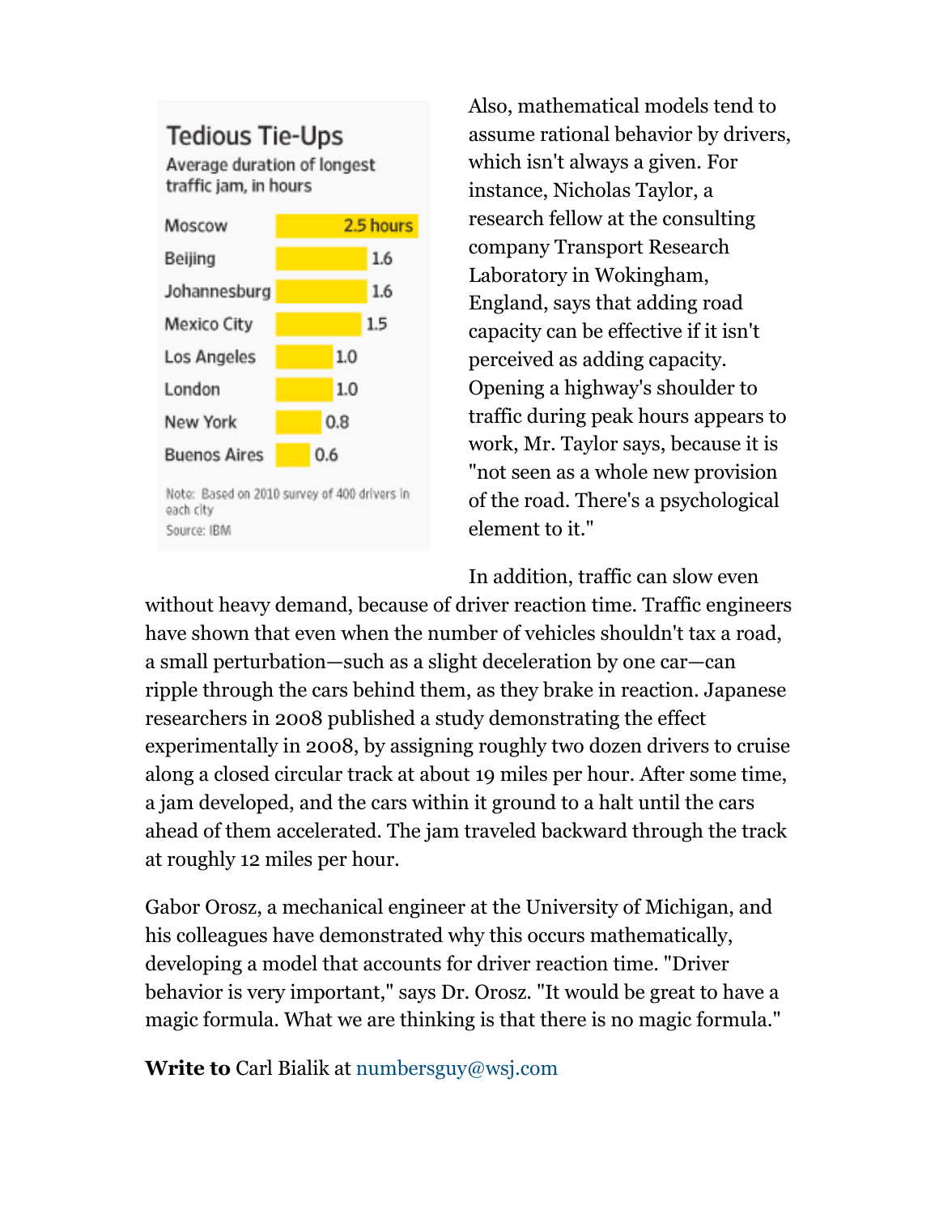### Tedious Tie-Ups

Average duration of longest traffic jam, in hours

| City | Hours |
| --- | --- |
| Moscow | 2.5 hours |
| Beijing | 1.6 |
| Johannesburg | 1.6 |
| Mexico City | 1.5 |
| Los Angeles | 1.0 |
| London | 1.0 |
| New York | 0.8 |
| Buenos Aires | 0.6 |

Note: Based on 2010 survey of 400 drivers in each city

Source: IBM

Also, mathematical models tend to assume rational behavior by drivers, which isn't always a given. For instance, Nicholas Taylor, a research fellow at the consulting company Transport Research Laboratory in Wokingham, England, says that adding road capacity can be effective if it isn't perceived as adding capacity. Opening a highway's shoulder to traffic during peak hours appears to work, Mr. Taylor says, because it is "not seen as a whole new provision of the road. There's a psychological element to it."

In addition, traffic can slow even without heavy demand, because of driver reaction time. Traffic engineers have shown that even when the number of vehicles shouldn't tax a road, a small perturbation—such as a slight deceleration by one car—can ripple through the cars behind them, as they brake in reaction. Japanese researchers in 2008 published a study demonstrating the effect experimentally in 2008, by assigning roughly two dozen drivers to cruise along a closed circular track at about 19 miles per hour. After some time, a jam developed, and the cars within it ground to a halt until the cars ahead of them accelerated. The jam traveled backward through the track at roughly 12 miles per hour.

Gabor Orosz, a mechanical engineer at the University of Michigan, and his colleagues have demonstrated why this occurs mathematically, developing a model that accounts for driver reaction time. "Driver behavior is very important," says Dr. Orosz. "It would be great to have a magic formula. What we are thinking is that there is no magic formula."

**Write to** Carl Bialik at numbersguy@wsj.com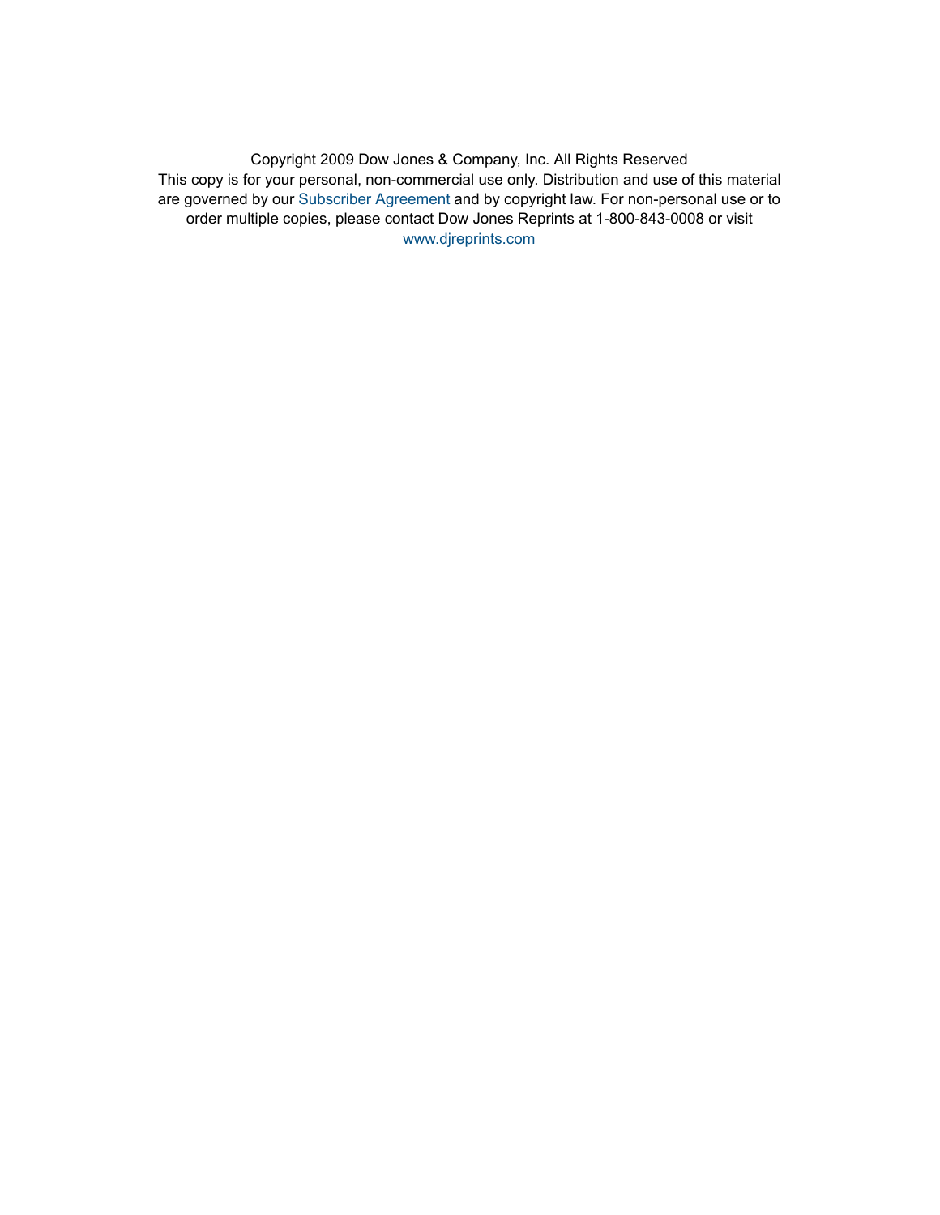Copyright 2009 Dow Jones & Company, Inc. All Rights Reserved
This copy is for your personal, non-commercial use only. Distribution and use of this material are governed by our Subscriber Agreement and by copyright law. For non-personal use or to order multiple copies, please contact Dow Jones Reprints at 1-800-843-0008 or visit www.djreprints.com